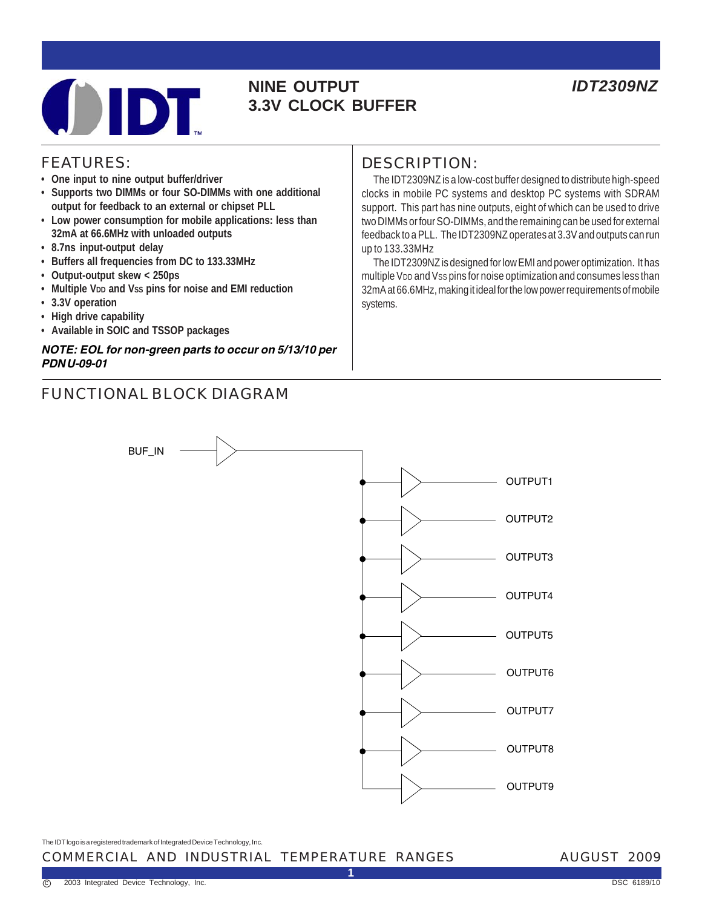# NINE OUTPUT 3.3V CLOCK BUFFER

**IDT2309NZ**

## FEATURES:

- One input to nine output buffer/driver
- Supports two DIMMs or four SO-DIMMs with one additional output for feedback to an external or chipset PLL
- Low power consumption for mobile applications: less than 32mA at 66.6MHz with unloaded outputs
- 8.7ns input-output delay
- Buffers all frequencies from DC to 133.33MHz
- Output-output skew < 250ps
- Multiple $V_{DD}$ and $V_{SS}$ pins for noise and EMI reduction
- 3.3V operation
- High drive capability
- Available in SOIC and TSSOP packages

***NOTE: EOL for non-green parts to occur on 5/13/10 per PDN U-09-01***

## DESCRIPTION:

The IDT2309NZ is a low-cost buffer designed to distribute high-speed clocks in mobile PC systems and desktop PC systems with SDRAM support. This part has nine outputs, eight of which can be used to drive two DIMMs or four SO-DIMMs, and the remaining can be used for external feedback to a PLL. The IDT2309NZ operates at 3.3V and outputs can run up to 133.33MHz

The IDT2309NZ is designed for low EMI and power optimization. It has multiple $V_{DD}$ and $V_{SS}$ pins for noise optimization and consumes less than 32mA at 66.6MHz, making it ideal for the low power requirements of mobile systems.

## FUNCTIONAL BLOCK DIAGRAM

BUF_IN

OUTPUT1
OUTPUT2
OUTPUT3
OUTPUT4
OUTPUT5
OUTPUT6
OUTPUT7
OUTPUT8
OUTPUT9

The IDT logo is a registered trademark of Integrated Device Technology, Inc.

COMMERCIAL AND INDUSTRIAL TEMPERATURE RANGES — AUGUST 2009

© 2003 Integrated Device Technology, Inc. — DSC 6189/10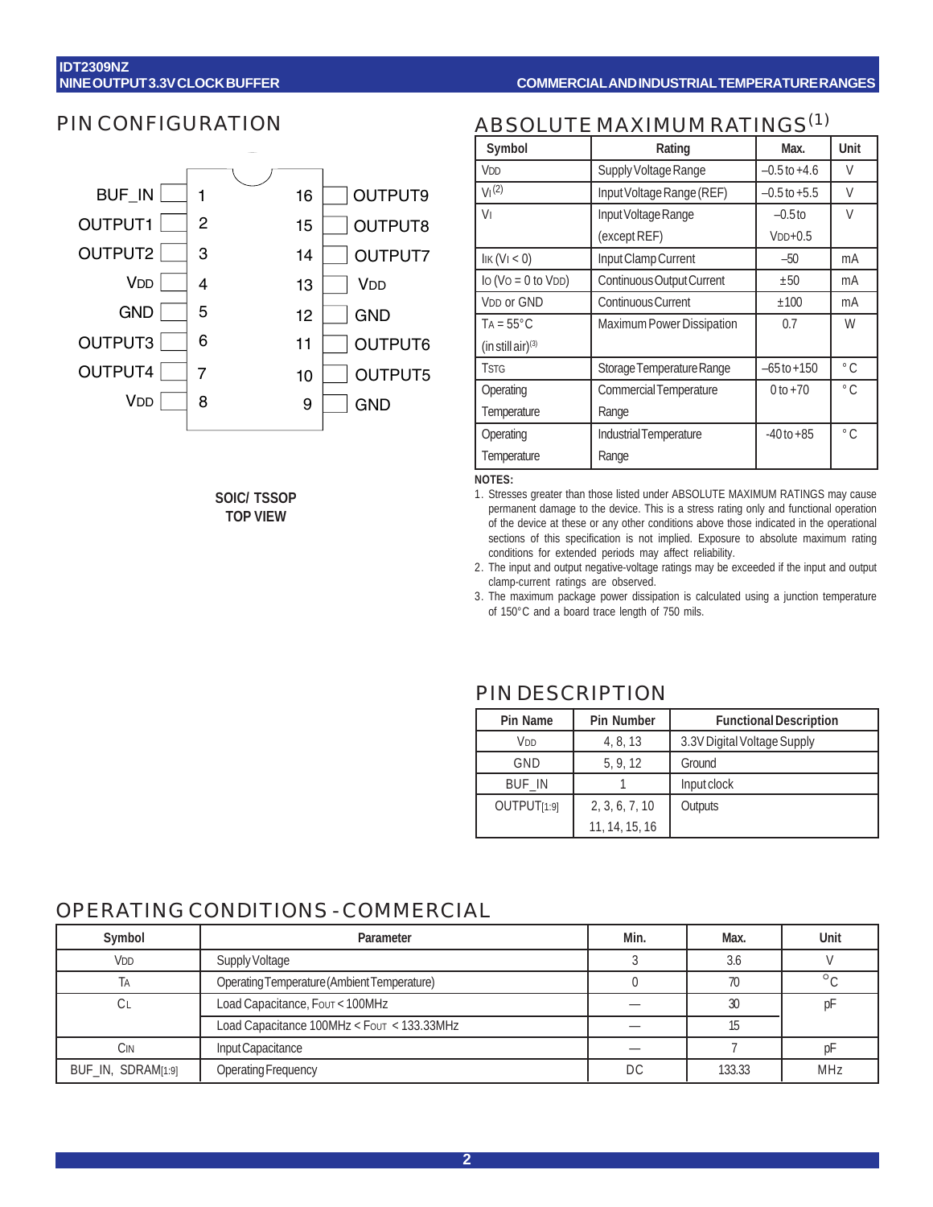## PIN CONFIGURATION

| Pin Name | Pin | Pin | Pin Name |
|---|---|---|---|
| BUF_IN | 1 | 16 | OUTPUT9 |
| OUTPUT1 | 2 | 15 | OUTPUT8 |
| OUTPUT2 | 3 | 14 | OUTPUT7 |
| $V_{DD}$ | 4 | 13 | $V_{DD}$ |
| GND | 5 | 12 | GND |
| OUTPUT3 | 6 | 11 | OUTPUT6 |
| OUTPUT4 | 7 | 10 | OUTPUT5 |
| $V_{DD}$ | 8 | 9 | GND |

**SOIC/ TSSOP**
**TOP VIEW**

## ABSOLUTE MAXIMUM RATINGS(1)

| Symbol | Rating | Max. | Unit |
|---|---|---|---|
| $V_{DD}$ | Supply Voltage Range | –0.5 to +4.6 | V |
| $V_I$ (2) | Input Voltage Range (REF) | –0.5 to +5.5 | V |
| $V_I$ | Input Voltage Range (except REF) | –0.5 to $V_{DD}$+0.5 | V |
| $I_{IK}$ ($V_I$ < 0) | Input Clamp Current | –50 | mA |
| $I_O$ ($V_O$ = 0 to $V_{DD}$) | Continuous Output Current | ±50 | mA |
| $V_{DD}$ or GND | Continuous Current | ±100 | mA |
| $T_A$ = 55°C (in still air)(3) | Maximum Power Dissipation | 0.7 | W |
| $T_{STG}$ | Storage Temperature Range | –65 to +150 | °C |
| Operating Temperature | Commercial Temperature Range | 0 to +70 | °C |
| Operating Temperature | Industrial Temperature Range | -40 to +85 | °C |

**NOTES:**

1. Stresses greater than those listed under ABSOLUTE MAXIMUM RATINGS may cause permanent damage to the device. This is a stress rating only and functional operation of the device at these or any other conditions above those indicated in the operational sections of this specification is not implied. Exposure to absolute maximum rating conditions for extended periods may affect reliability.
2. The input and output negative-voltage ratings may be exceeded if the input and output clamp-current ratings are observed.
3. The maximum package power dissipation is calculated using a junction temperature of 150°C and a board trace length of 750 mils.

## PIN DESCRIPTION

| Pin Name | Pin Number | Functional Description |
|---|---|---|
| $V_{DD}$ | 4, 8, 13 | 3.3V Digital Voltage Supply |
| GND | 5, 9, 12 | Ground |
| BUF_IN | 1 | Input clock |
| OUTPUT[1:9] | 2, 3, 6, 7, 10<br>11, 14, 15, 16 | Outputs |

## OPERATING CONDITIONS - COMMERCIAL

| Symbol | Parameter | Min. | Max. | Unit |
|---|---|---|---|---|
| $V_{DD}$ | Supply Voltage | 3 | 3.6 | V |
| $T_A$ | Operating Temperature (Ambient Temperature) | 0 | 70 | °C |
| $C_L$ | Load Capacitance, $F_{OUT}$ < 100MHz | — | 30 | pF |
| | Load Capacitance 100MHz < $F_{OUT}$ < 133.33MHz | — | 15 | |
| $C_{IN}$ | Input Capacitance | — | 7 | pF |
| BUF_IN, SDRAM[1:9] | Operating Frequency | DC | 133.33 | MHz |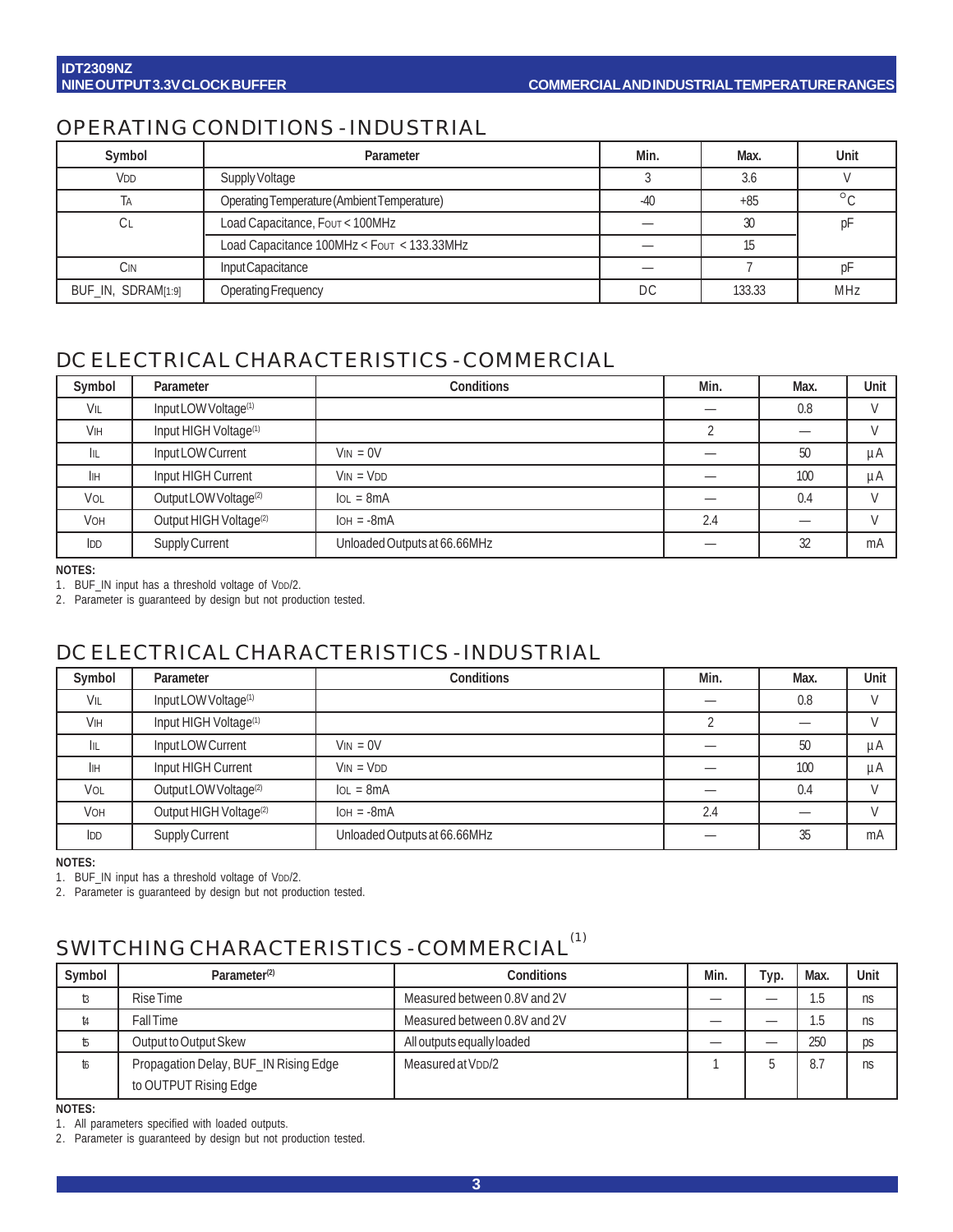## OPERATING CONDITIONS - INDUSTRIAL

| Symbol | Parameter | Min. | Max. | Unit |
|---|---|---|---|---|
| $V_{DD}$ | Supply Voltage | 3 | 3.6 | V |
| $T_A$ | Operating Temperature (Ambient Temperature) | -40 | +85 | °C |
| $C_L$ | Load Capacitance, $F_{OUT}$ < 100MHz | — | 30 | pF |
| | Load Capacitance 100MHz < $F_{OUT}$ < 133.33MHz | — | 15 | |
| $C_{IN}$ | Input Capacitance | — | 7 | pF |
| BUF_IN, SDRAM[1:9] | Operating Frequency | DC | 133.33 | MHz |

## DC ELECTRICAL CHARACTERISTICS - COMMERCIAL

| Symbol | Parameter | Conditions | Min. | Max. | Unit |
|---|---|---|---|---|---|
| $V_{IL}$ | Input LOW Voltage(1) | | — | 0.8 | V |
| $V_{IH}$ | Input HIGH Voltage(1) | | 2 | — | V |
| $I_{IL}$ | Input LOW Current | $V_{IN}$ = 0V | — | 50 | µA |
| $I_{IH}$ | Input HIGH Current | $V_{IN}$ = $V_{DD}$ | — | 100 | µA |
| $V_{OL}$ | Output LOW Voltage(2) | $I_{OL}$ = 8mA | — | 0.4 | V |
| $V_{OH}$ | Output HIGH Voltage(2) | $I_{OH}$ = -8mA | 2.4 | — | V |
| $I_{DD}$ | Supply Current | Unloaded Outputs at 66.66MHz | — | 32 | mA |

**NOTES:**
1. BUF_IN input has a threshold voltage of $V_{DD}$/2.
2. Parameter is guaranteed by design but not production tested.

## DC ELECTRICAL CHARACTERISTICS - INDUSTRIAL

| Symbol | Parameter | Conditions | Min. | Max. | Unit |
|---|---|---|---|---|---|
| $V_{IL}$ | Input LOW Voltage(1) | | — | 0.8 | V |
| $V_{IH}$ | Input HIGH Voltage(1) | | 2 | — | V |
| $I_{IL}$ | Input LOW Current | $V_{IN}$ = 0V | — | 50 | µA |
| $I_{IH}$ | Input HIGH Current | $V_{IN}$ = $V_{DD}$ | — | 100 | µA |
| $V_{OL}$ | Output LOW Voltage(2) | $I_{OL}$ = 8mA | — | 0.4 | V |
| $V_{OH}$ | Output HIGH Voltage(2) | $I_{OH}$ = -8mA | 2.4 | — | V |
| $I_{DD}$ | Supply Current | Unloaded Outputs at 66.66MHz | — | 35 | mA |

**NOTES:**
1. BUF_IN input has a threshold voltage of $V_{DD}$/2.
2. Parameter is guaranteed by design but not production tested.

## SWITCHING CHARACTERISTICS - COMMERCIAL(1)

| Symbol | Parameter(2) | Conditions | Min. | Typ. | Max. | Unit |
|---|---|---|---|---|---|---|
| $t_3$ | Rise Time | Measured between 0.8V and 2V | — | — | 1.5 | ns |
| $t_4$ | Fall Time | Measured between 0.8V and 2V | — | — | 1.5 | ns |
| $t_5$ | Output to Output Skew | All outputs equally loaded | — | — | 250 | ps |
| $t_6$ | Propagation Delay, BUF_IN Rising Edge to OUTPUT Rising Edge | Measured at $V_{DD}$/2 | 1 | 5 | 8.7 | ns |

**NOTES:**
1. All parameters specified with loaded outputs.
2. Parameter is guaranteed by design but not production tested.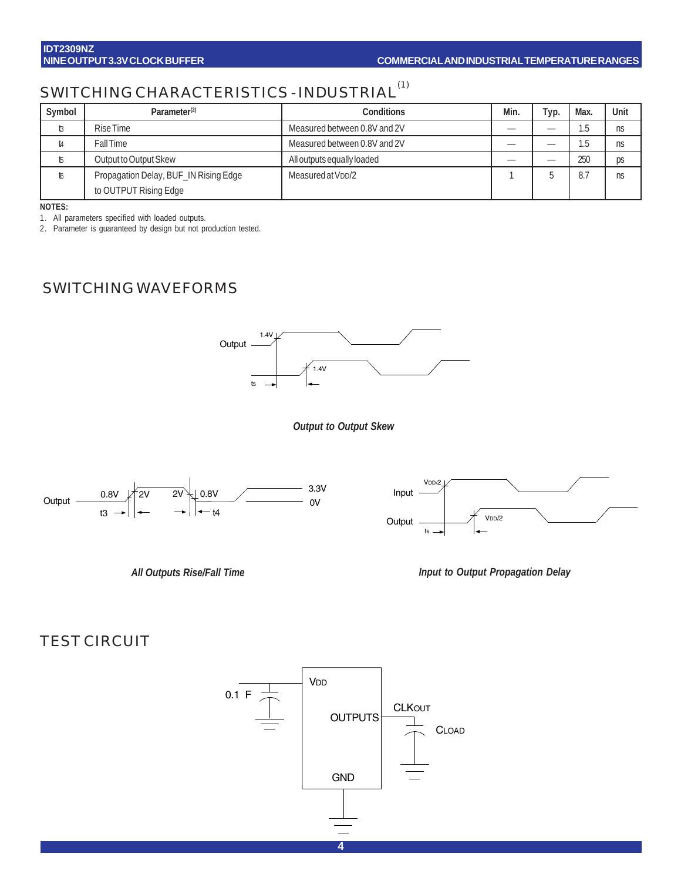## SWITCHING CHARACTERISTICS - INDUSTRIAL[1]

| Symbol | Parameter[2] | Conditions | Min. | Typ. | Max. | Unit |
|---|---|---|---|---|---|---|
| $t_3$ | Rise Time | Measured between 0.8V and 2V | — | — | 1.5 | ns |
| $t_4$ | Fall Time | Measured between 0.8V and 2V | — | — | 1.5 | ns |
| $t_5$ | Output to Output Skew | All outputs equally loaded | — | — | 250 | ps |
| $t_6$ | Propagation Delay, BUF_IN Rising Edge to OUTPUT Rising Edge | Measured at $V_{DD}/2$ | 1 | 5 | 8.7 | ns |

**NOTES:**

1. All parameters specified with loaded outputs.
2. Parameter is guaranteed by design but not production tested.

## SWITCHING WAVEFORMS

*Output to Output Skew*

*All Outputs Rise/Fall Time*

*Input to Output Propagation Delay*

## TEST CIRCUIT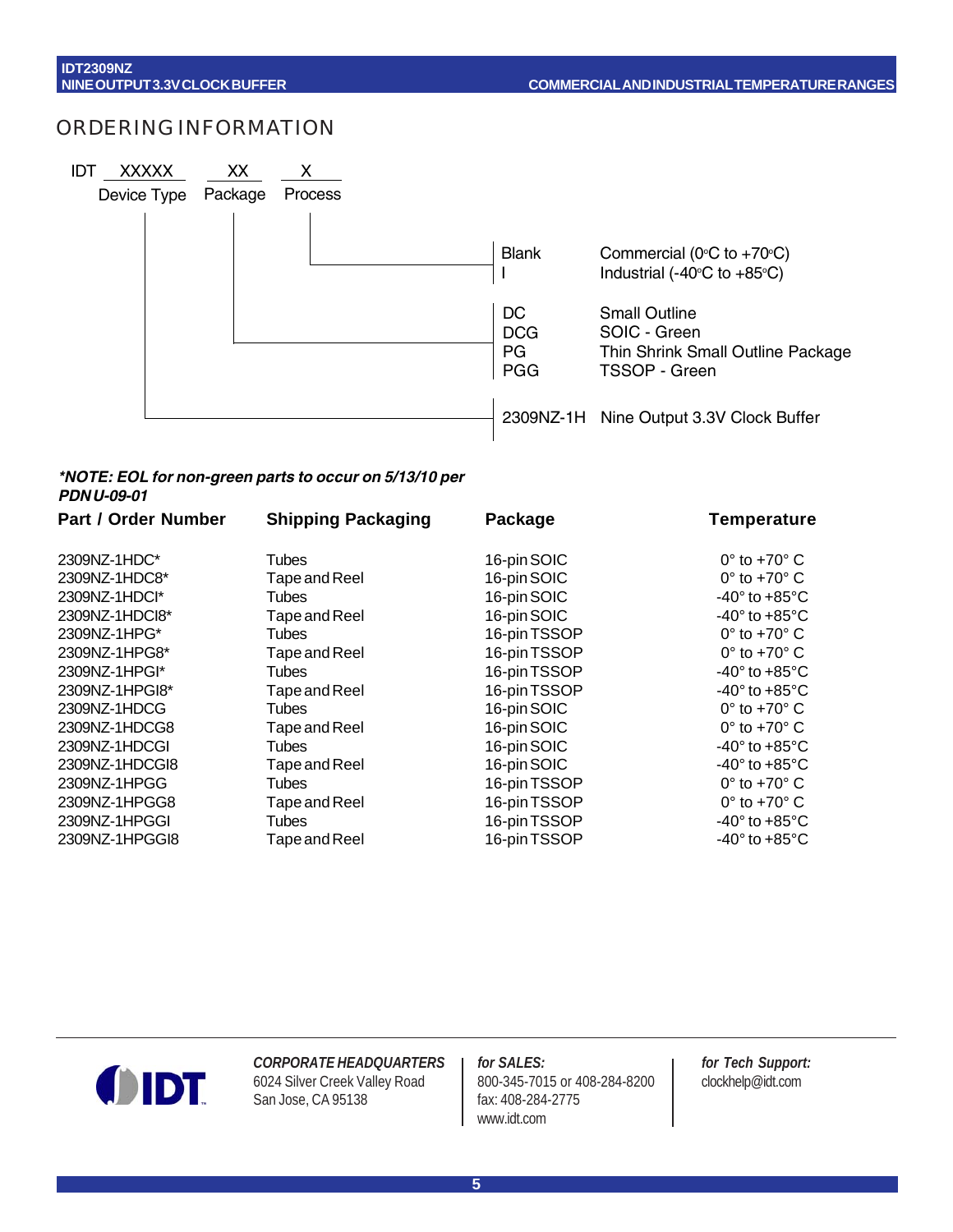## ORDERING INFORMATION

IDT XXXXX XX X

Device Type / Package / Process

| | |
|---|---|
| Blank | Commercial (0°C to +70°C) |
| I | Industrial (-40°C to +85°C) |
| DC | Small Outline |
| DCG | SOIC - Green |
| PG | Thin Shrink Small Outline Package |
| PGG | TSSOP - Green |
| 2309NZ-1H | Nine Output 3.3V Clock Buffer |

***NOTE: EOL for non-green parts to occur on 5/13/10 per PDN U-09-01***

| Part / Order Number | Shipping Packaging | Package | Temperature |
|---|---|---|---|
| 2309NZ-1HDC* | Tubes | 16-pin SOIC | 0° to +70° C |
| 2309NZ-1HDC8* | Tape and Reel | 16-pin SOIC | 0° to +70° C |
| 2309NZ-1HDCI* | Tubes | 16-pin SOIC | -40° to +85°C |
| 2309NZ-1HDCI8* | Tape and Reel | 16-pin SOIC | -40° to +85°C |
| 2309NZ-1HPG* | Tubes | 16-pin TSSOP | 0° to +70° C |
| 2309NZ-1HPG8* | Tape and Reel | 16-pin TSSOP | 0° to +70° C |
| 2309NZ-1HPGI* | Tubes | 16-pin TSSOP | -40° to +85°C |
| 2309NZ-1HPGI8* | Tape and Reel | 16-pin TSSOP | -40° to +85°C |
| 2309NZ-1HDCG | Tubes | 16-pin SOIC | 0° to +70° C |
| 2309NZ-1HDCG8 | Tape and Reel | 16-pin SOIC | 0° to +70° C |
| 2309NZ-1HDCGI | Tubes | 16-pin SOIC | -40° to +85°C |
| 2309NZ-1HDCGI8 | Tape and Reel | 16-pin SOIC | -40° to +85°C |
| 2309NZ-1HPGG | Tubes | 16-pin TSSOP | 0° to +70° C |
| 2309NZ-1HPGG8 | Tape and Reel | 16-pin TSSOP | 0° to +70° C |
| 2309NZ-1HPGGI | Tubes | 16-pin TSSOP | -40° to +85°C |
| 2309NZ-1HPGGI8 | Tape and Reel | 16-pin TSSOP | -40° to +85°C |

IDT

***CORPORATE HEADQUARTERS***
6024 Silver Creek Valley Road
San Jose, CA 95138

***for SALES:***
800-345-7015 or 408-284-8200
fax: 408-284-2775
www.idt.com

***for Tech Support:***
clockhelp@idt.com